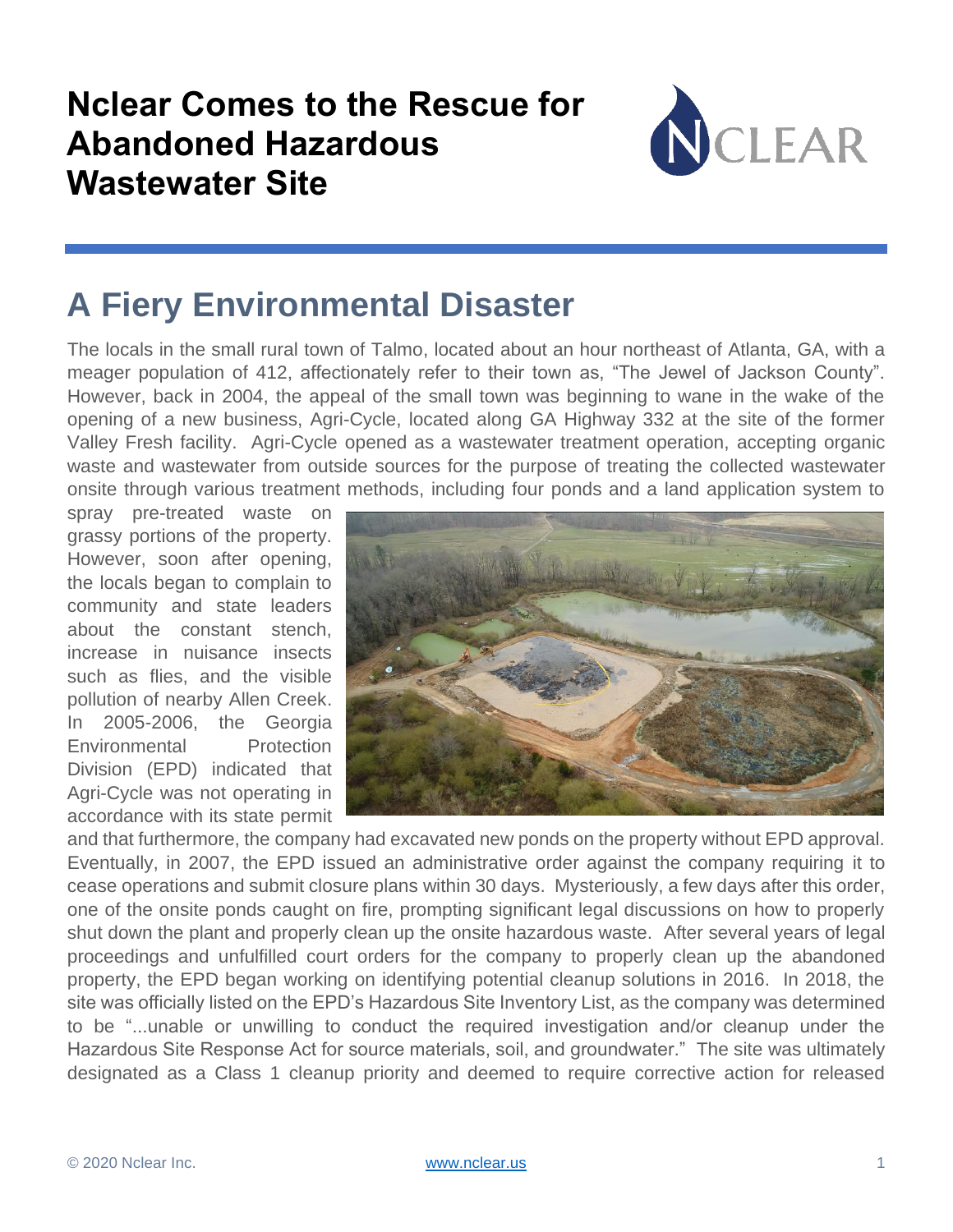# Nclear Comes to the Rescue for Abandoned Hazardous Wastewater Site

## A Fiery Environmental Disaster

The locals in the small rural town of Talmo, located about an hour northeast of Atlanta, GA, with a meager population of 412, affectionately refer to their town as, "The Jewel of Jackson County". However, back in 2004, the appeal of the small town was beginning to wane in the wake of the opening of a new business, Agri-Cycle, located along GA Highway 332 at the site of the former Valley Fresh facility. Agri-Cycle opened as a wastewater treatment operation, accepting organic waste and wastewater from outside sources for the purpose of treating the collected wastewater onsite through various treatment methods, including four ponds and a land application system to spray pre-treated waste on grassy portions of the property. However, soon after opening, the locals began to complain to community and state leaders about the constant stench, increase in nuisance insects such as flies, and the visible pollution of nearby Allen Creek. In 2005-2006, the Georgia Environmental Protection Division (EPD) indicated that Agri-Cycle was not operating in accordance with its state permit and that furthermore, the company had excavated new ponds on the property without EPD approval. Eventually, in 2007, the EPD issued an administrative order against the company requiring it to cease operations and submit closure plans within 30 days. Mysteriously, a few days after this order, one of the onsite ponds caught on fire, prompting significant legal discussions on how to properly shut down the plant and properly clean up the onsite hazardous waste. After several years of legal proceedings and unfulfilled court orders for the company to properly clean up the abandoned property, the EPD began working on identifying potential cleanup solutions in 2016. In 2018, the site was officially listed on the EPD's Hazardous Site Inventory List, as the company was determined to be "...unable or unwilling to conduct the required investigation and/or cleanup under the Hazardous Site Response Act for source materials, soil, and groundwater." The site was ultimately designated as a Class 1 cleanup priority and deemed to require corrective action for released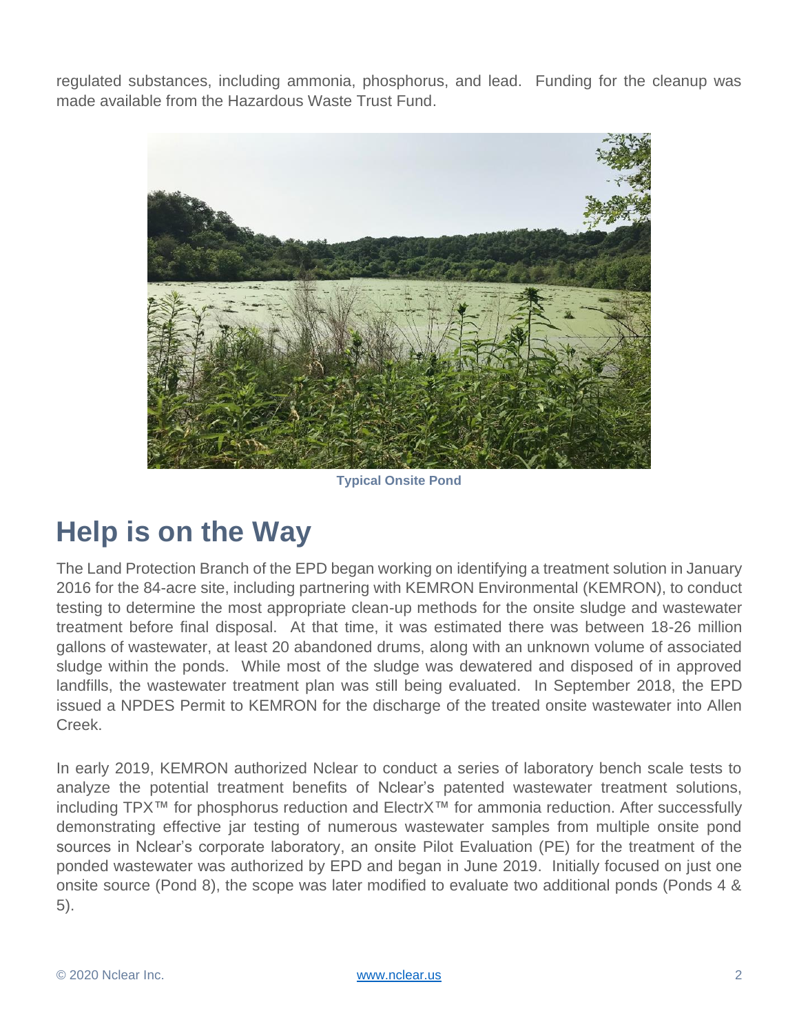regulated substances, including ammonia, phosphorus, and lead. Funding for the cleanup was made available from the Hazardous Waste Trust Fund.

**Typical Onsite Pond**

# Help is on the Way

The Land Protection Branch of the EPD began working on identifying a treatment solution in January 2016 for the 84-acre site, including partnering with KEMRON Environmental (KEMRON), to conduct testing to determine the most appropriate clean-up methods for the onsite sludge and wastewater treatment before final disposal. At that time, it was estimated there was between 18-26 million gallons of wastewater, at least 20 abandoned drums, along with an unknown volume of associated sludge within the ponds. While most of the sludge was dewatered and disposed of in approved landfills, the wastewater treatment plan was still being evaluated. In September 2018, the EPD issued a NPDES Permit to KEMRON for the discharge of the treated onsite wastewater into Allen Creek.

In early 2019, KEMRON authorized Nclear to conduct a series of laboratory bench scale tests to analyze the potential treatment benefits of Nclear's patented wastewater treatment solutions, including TPX™ for phosphorus reduction and ElectrX™ for ammonia reduction. After successfully demonstrating effective jar testing of numerous wastewater samples from multiple onsite pond sources in Nclear's corporate laboratory, an onsite Pilot Evaluation (PE) for the treatment of the ponded wastewater was authorized by EPD and began in June 2019. Initially focused on just one onsite source (Pond 8), the scope was later modified to evaluate two additional ponds (Ponds 4 & 5).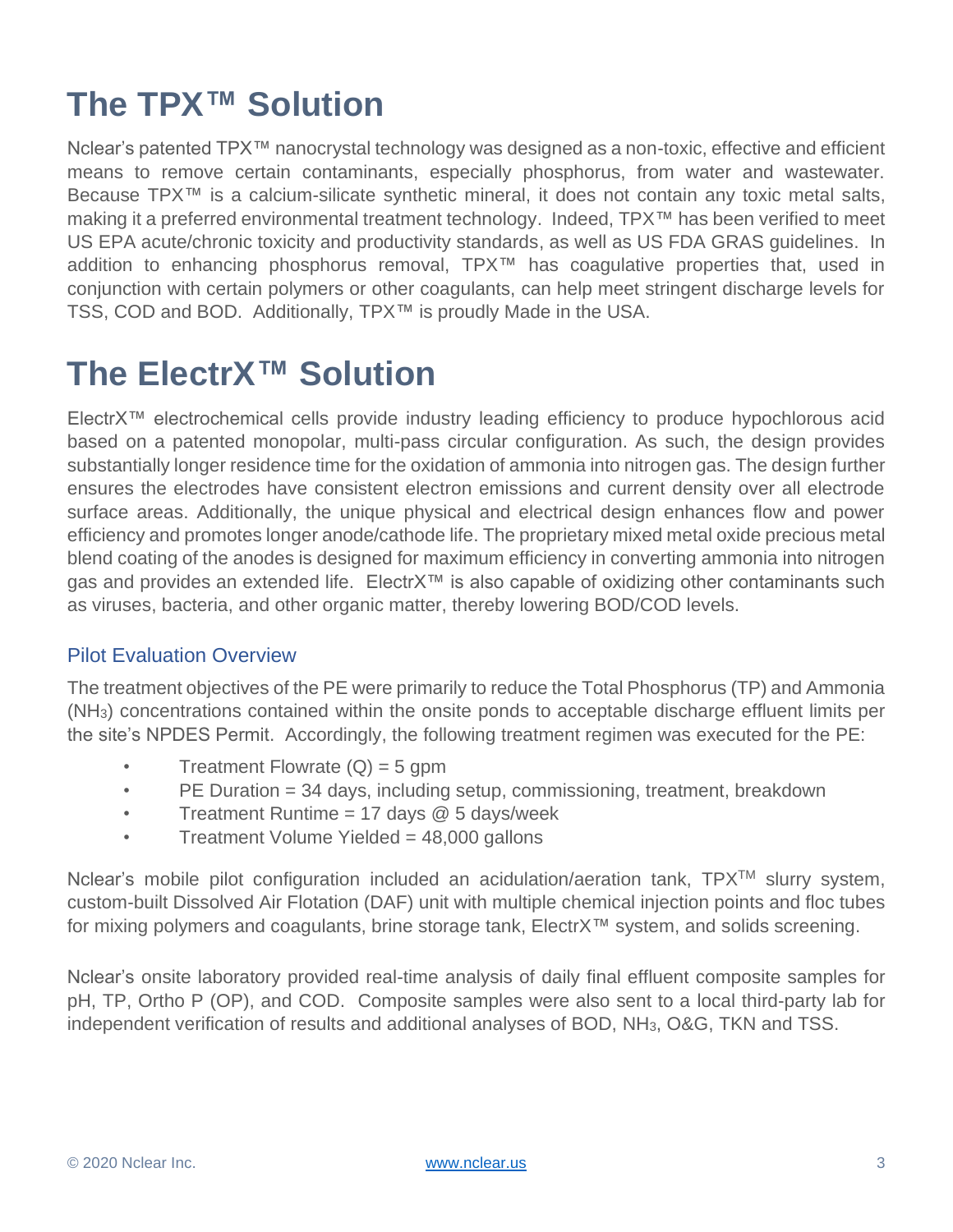# The TPX™ Solution

Nclear's patented TPX™ nanocrystal technology was designed as a non-toxic, effective and efficient means to remove certain contaminants, especially phosphorus, from water and wastewater. Because TPX™ is a calcium-silicate synthetic mineral, it does not contain any toxic metal salts, making it a preferred environmental treatment technology. Indeed, TPX™ has been verified to meet US EPA acute/chronic toxicity and productivity standards, as well as US FDA GRAS guidelines. In addition to enhancing phosphorus removal, TPX™ has coagulative properties that, used in conjunction with certain polymers or other coagulants, can help meet stringent discharge levels for TSS, COD and BOD. Additionally, TPX™ is proudly Made in the USA.

# The ElectrX™ Solution

ElectrX™ electrochemical cells provide industry leading efficiency to produce hypochlorous acid based on a patented monopolar, multi-pass circular configuration. As such, the design provides substantially longer residence time for the oxidation of ammonia into nitrogen gas. The design further ensures the electrodes have consistent electron emissions and current density over all electrode surface areas. Additionally, the unique physical and electrical design enhances flow and power efficiency and promotes longer anode/cathode life. The proprietary mixed metal oxide precious metal blend coating of the anodes is designed for maximum efficiency in converting ammonia into nitrogen gas and provides an extended life. ElectrX™ is also capable of oxidizing other contaminants such as viruses, bacteria, and other organic matter, thereby lowering BOD/COD levels.

## Pilot Evaluation Overview

The treatment objectives of the PE were primarily to reduce the Total Phosphorus (TP) and Ammonia ($NH_3$) concentrations contained within the onsite ponds to acceptable discharge effluent limits per the site's NPDES Permit. Accordingly, the following treatment regimen was executed for the PE:

- Treatment Flowrate (Q) = 5 gpm
- PE Duration = 34 days, including setup, commissioning, treatment, breakdown
- Treatment Runtime = 17 days @ 5 days/week
- Treatment Volume Yielded = 48,000 gallons

Nclear's mobile pilot configuration included an acidulation/aeration tank, TPX™ slurry system, custom-built Dissolved Air Flotation (DAF) unit with multiple chemical injection points and floc tubes for mixing polymers and coagulants, brine storage tank, ElectrX™ system, and solids screening.

Nclear's onsite laboratory provided real-time analysis of daily final effluent composite samples for pH, TP, Ortho P (OP), and COD. Composite samples were also sent to a local third-party lab for independent verification of results and additional analyses of BOD, $NH_3$, O&G, TKN and TSS.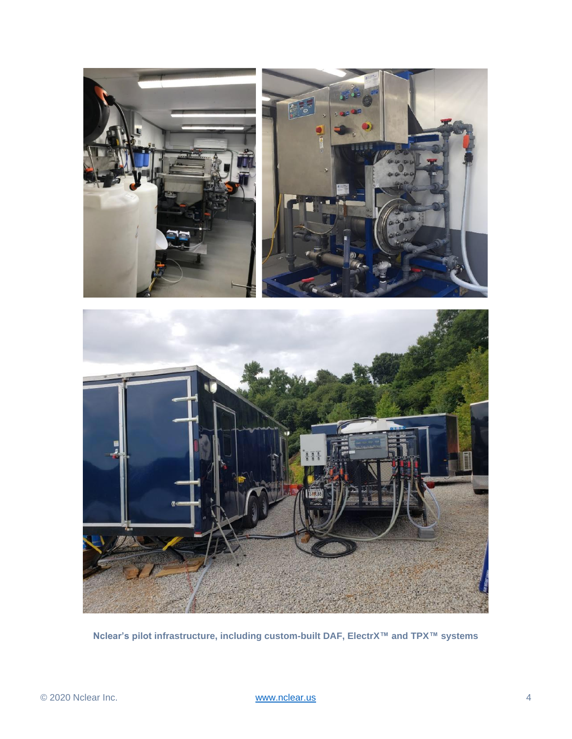**Nclear's pilot infrastructure, including custom-built DAF, ElectrX™ and TPX™ systems**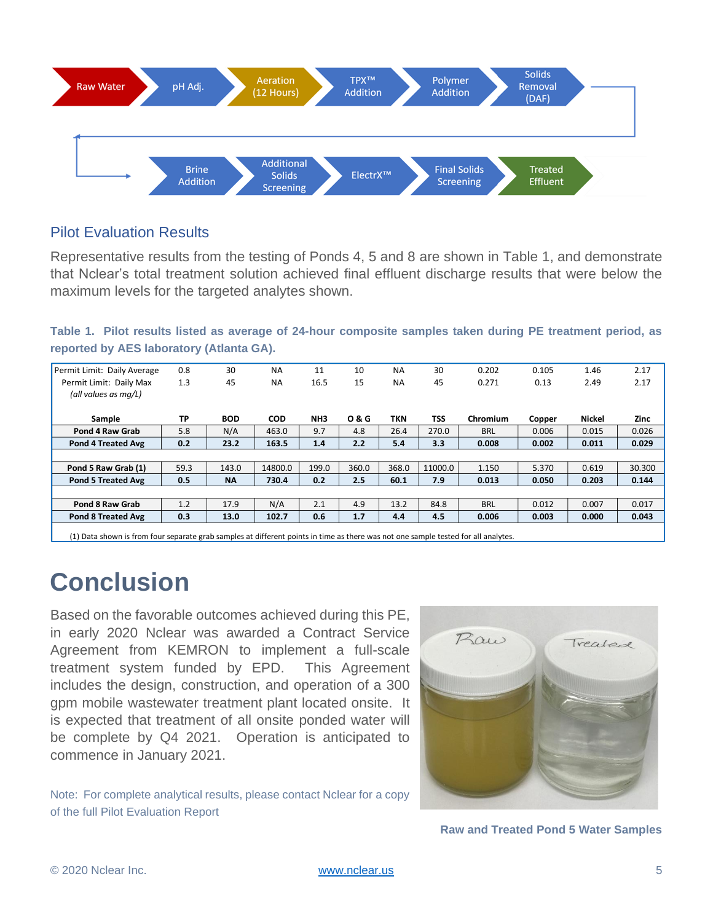Raw Water → pH Adj. → Aeration (12 Hours) → TPX™ Addition → Polymer Addition → Solids Removal (DAF) → Brine Addition → Additional Solids Screening → ElectrX™ → Final Solids Screening → Treated Effluent

## Pilot Evaluation Results

Representative results from the testing of Ponds 4, 5 and 8 are shown in Table 1, and demonstrate that Nclear's total treatment solution achieved final effluent discharge results that were below the maximum levels for the targeted analytes shown.

**Table 1. Pilot results listed as average of 24-hour composite samples taken during PE treatment period, as reported by AES laboratory (Atlanta GA).**

| Permit Limit (all values as mg/L) | TP | BOD | COD | NH3 | O & G | TKN | TSS | Chromium | Copper | Nickel | Zinc |
|---|---|---|---|---|---|---|---|---|---|---|---|
| Permit Limit: Daily Average | 0.8 | 30 | NA | 11 | 10 | NA | 30 | 0.202 | 0.105 | 1.46 | 2.17 |
| Permit Limit: Daily Max | 1.3 | 45 | NA | 16.5 | 15 | NA | 45 | 0.271 | 0.13 | 2.49 | 2.17 |
| **Sample** | **TP** | **BOD** | **COD** | **NH3** | **O & G** | **TKN** | **TSS** | **Chromium** | **Copper** | **Nickel** | **Zinc** |
| **Pond 4 Raw Grab** | 5.8 | N/A | 463.0 | 9.7 | 4.8 | 26.4 | 270.0 | BRL | 0.006 | 0.015 | 0.026 |
| **Pond 4 Treated Avg** | **0.2** | **23.2** | **163.5** | **1.4** | **2.2** | **5.4** | **3.3** | **0.008** | **0.002** | **0.011** | **0.029** |
| **Pond 5 Raw Grab (1)** | 59.3 | 143.0 | 14800.0 | 199.0 | 360.0 | 368.0 | 11000.0 | 1.150 | 5.370 | 0.619 | 30.300 |
| **Pond 5 Treated Avg** | **0.5** | **NA** | **730.4** | **0.2** | **2.5** | **60.1** | **7.9** | **0.013** | **0.050** | **0.203** | **0.144** |
| **Pond 8 Raw Grab** | 1.2 | 17.9 | N/A | 2.1 | 4.9 | 13.2 | 84.8 | BRL | 0.012 | 0.007 | 0.017 |
| **Pond 8 Treated Avg** | **0.3** | **13.0** | **102.7** | **0.6** | **1.7** | **4.4** | **4.5** | **0.006** | **0.003** | **0.000** | **0.043** |

(1) Data shown is from four separate grab samples at different points in time as there was not one sample tested for all analytes.

# Conclusion

Based on the favorable outcomes achieved during this PE, in early 2020 Nclear was awarded a Contract Service Agreement from KEMRON to implement a full-scale treatment system funded by EPD. This Agreement includes the design, construction, and operation of a 300 gpm mobile wastewater treatment plant located onsite. It is expected that treatment of all onsite ponded water will be complete by Q4 2021. Operation is anticipated to commence in January 2021.

Note: For complete analytical results, please contact Nclear for a copy of the full Pilot Evaluation Report

**Raw and Treated Pond 5 Water Samples**

© 2020 Nclear Inc. www.nclear.us